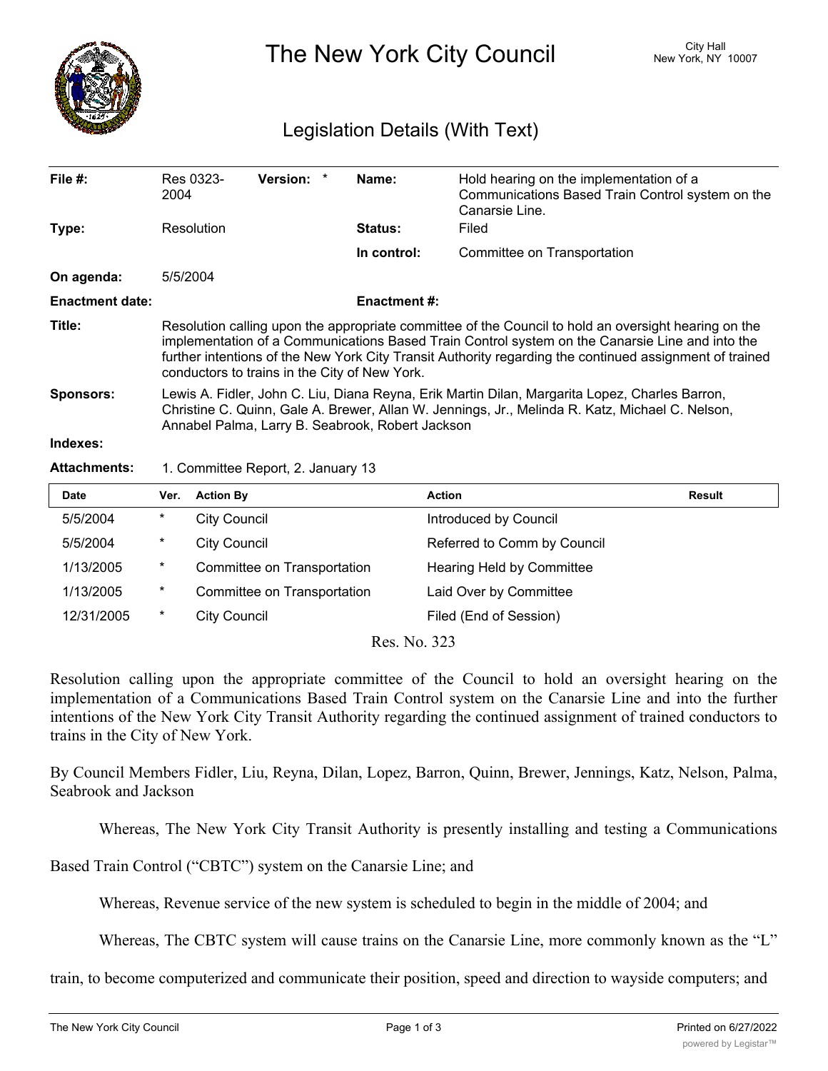# The New York City Council

City Hall
New York, NY 10007

## Legislation Details (With Text)

| | | | | |
|---|---|---|---|---|
| **File #:** | Res 0323-2004 | **Version:** * | **Name:** | Hold hearing on the implementation of a Communications Based Train Control system on the Canarsie Line. |
| **Type:** | Resolution | | **Status:** | Filed |
| | | | **In control:** | Committee on Transportation |
| **On agenda:** | 5/5/2004 | | | |
| **Enactment date:** | | | **Enactment #:** | |

**Title:** Resolution calling upon the appropriate committee of the Council to hold an oversight hearing on the implementation of a Communications Based Train Control system on the Canarsie Line and into the further intentions of the New York City Transit Authority regarding the continued assignment of trained conductors to trains in the City of New York.

**Sponsors:** Lewis A. Fidler, John C. Liu, Diana Reyna, Erik Martin Dilan, Margarita Lopez, Charles Barron, Christine C. Quinn, Gale A. Brewer, Allan W. Jennings, Jr., Melinda R. Katz, Michael C. Nelson, Annabel Palma, Larry B. Seabrook, Robert Jackson

**Indexes:**

**Attachments:** 1. Committee Report, 2. January 13

| Date | Ver. | Action By | Action | Result |
|---|---|---|---|---|
| 5/5/2004 | * | City Council | Introduced by Council | |
| 5/5/2004 | * | City Council | Referred to Comm by Council | |
| 1/13/2005 | * | Committee on Transportation | Hearing Held by Committee | |
| 1/13/2005 | * | Committee on Transportation | Laid Over by Committee | |
| 12/31/2005 | * | City Council | Filed (End of Session) | |

Res. No. 323

Resolution calling upon the appropriate committee of the Council to hold an oversight hearing on the implementation of a Communications Based Train Control system on the Canarsie Line and into the further intentions of the New York City Transit Authority regarding the continued assignment of trained conductors to trains in the City of New York.

By Council Members Fidler, Liu, Reyna, Dilan, Lopez, Barron, Quinn, Brewer, Jennings, Katz, Nelson, Palma, Seabrook and Jackson

Whereas, The New York City Transit Authority is presently installing and testing a Communications Based Train Control ("CBTC") system on the Canarsie Line; and

Whereas, Revenue service of the new system is scheduled to begin in the middle of 2004; and

Whereas, The CBTC system will cause trains on the Canarsie Line, more commonly known as the "L" train, to become computerized and communicate their position, speed and direction to wayside computers; and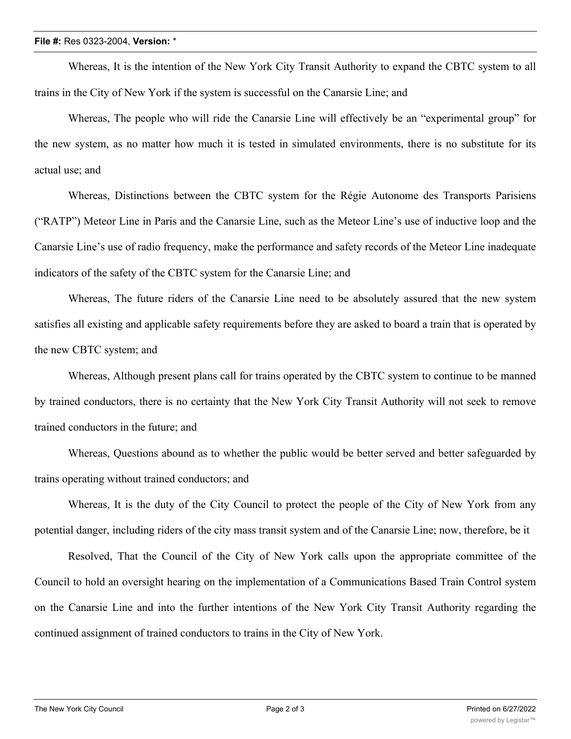Whereas, It is the intention of the New York City Transit Authority to expand the CBTC system to all trains in the City of New York if the system is successful on the Canarsie Line; and

Whereas, The people who will ride the Canarsie Line will effectively be an "experimental group" for the new system, as no matter how much it is tested in simulated environments, there is no substitute for its actual use; and

Whereas, Distinctions between the CBTC system for the Régie Autonome des Transports Parisiens ("RATP") Meteor Line in Paris and the Canarsie Line, such as the Meteor Line's use of inductive loop and the Canarsie Line's use of radio frequency, make the performance and safety records of the Meteor Line inadequate indicators of the safety of the CBTC system for the Canarsie Line; and

Whereas, The future riders of the Canarsie Line need to be absolutely assured that the new system satisfies all existing and applicable safety requirements before they are asked to board a train that is operated by the new CBTC system; and

Whereas, Although present plans call for trains operated by the CBTC system to continue to be manned by trained conductors, there is no certainty that the New York City Transit Authority will not seek to remove trained conductors in the future; and

Whereas, Questions abound as to whether the public would be better served and better safeguarded by trains operating without trained conductors; and

Whereas, It is the duty of the City Council to protect the people of the City of New York from any potential danger, including riders of the city mass transit system and of the Canarsie Line; now, therefore, be it

Resolved, That the Council of the City of New York calls upon the appropriate committee of the Council to hold an oversight hearing on the implementation of a Communications Based Train Control system on the Canarsie Line and into the further intentions of the New York City Transit Authority regarding the continued assignment of trained conductors to trains in the City of New York.